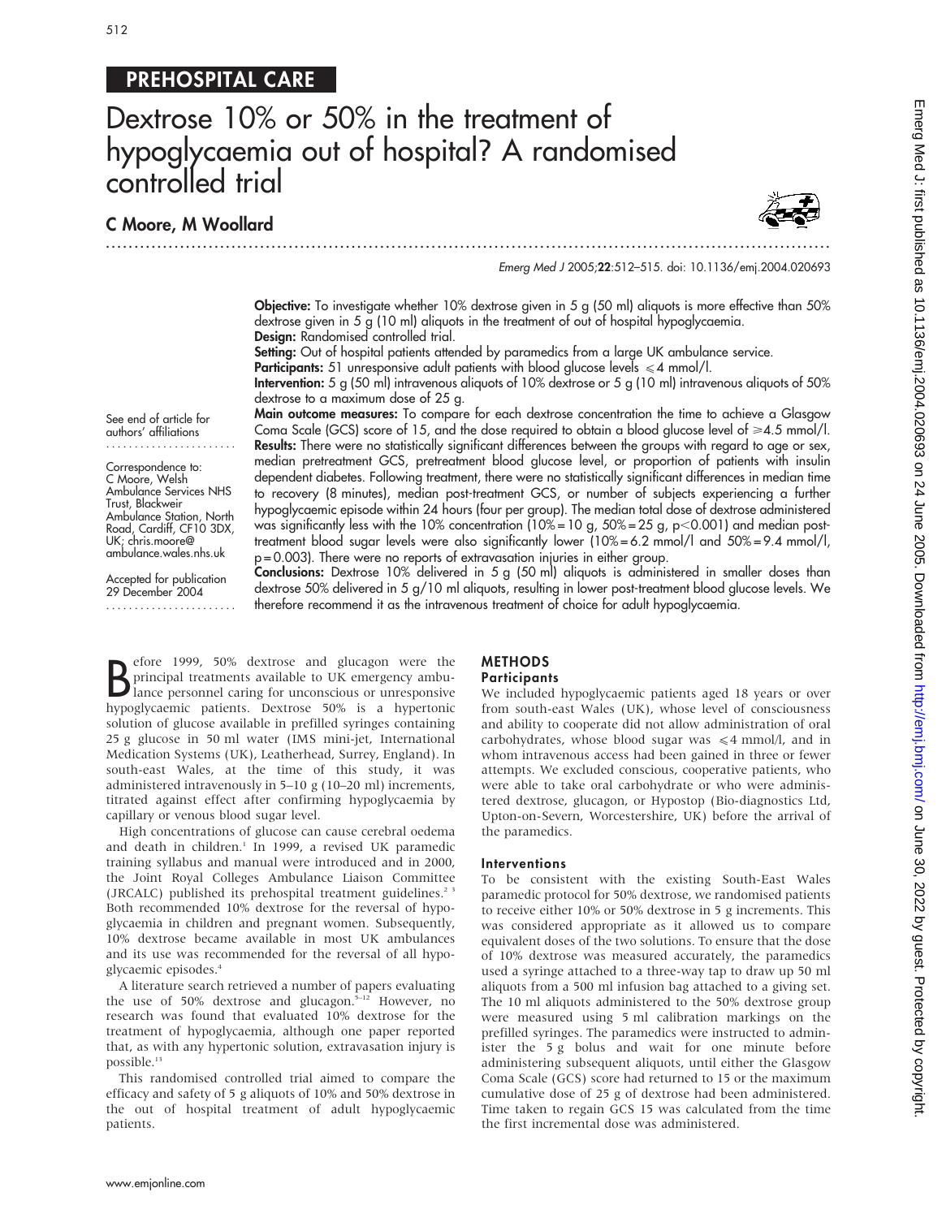PREHOSPITAL CARE

# Dextrose 10% or 50% in the treatment of hypoglycaemia out of hospital? A randomised controlled trial

## C Moore, M Woollard

Emerg Med J 2005;22:512–515. doi: 10.1136/emj.2004.020693

See end of article for authors' affiliations

Correspondence to: C Moore, Welsh Ambulance Services NHS Trust, Blackweir Ambulance Station, North Road, Cardiff, CF10 3DX, UK; chris.moore@ambulance.wales.nhs.uk

Accepted for publication 29 December 2004

**Objective:** To investigate whether 10% dextrose given in 5 g (50 ml) aliquots is more effective than 50% dextrose given in 5 g (10 ml) aliquots in the treatment of out of hospital hypoglycaemia.

**Design:** Randomised controlled trial.

**Setting:** Out of hospital patients attended by paramedics from a large UK ambulance service.

**Participants:** 51 unresponsive adult patients with blood glucose levels $\leqslant 4$ mmol/l.

**Intervention:** 5 g (50 ml) intravenous aliquots of 10% dextrose or 5 g (10 ml) intravenous aliquots of 50% dextrose to a maximum dose of 25 g.

**Main outcome measures:** To compare for each dextrose concentration the time to achieve a Glasgow Coma Scale (GCS) score of 15, and the dose required to obtain a blood glucose level of $\geqslant 4.5$ mmol/l.

**Results:** There were no statistically significant differences between the groups with regard to age or sex, median pretreatment GCS, pretreatment blood glucose level, or proportion of patients with insulin dependent diabetes. Following treatment, there were no statistically significant differences in median time to recovery (8 minutes), median post-treatment GCS, or number of subjects experiencing a further hypoglycaemic episode within 24 hours (four per group). The median total dose of dextrose administered was significantly less with the 10% concentration (10% = 10 g, 50% = 25 g, $p<0.001$) and median post-treatment blood sugar levels were also significantly lower (10% = 6.2 mmol/l and 50% = 9.4 mmol/l, $p = 0.003$). There were no reports of extravasation injuries in either group.

**Conclusions:** Dextrose 10% delivered in 5 g (50 ml) aliquots is administered in smaller doses than dextrose 50% delivered in 5 g/10 ml aliquots, resulting in lower post-treatment blood glucose levels. We therefore recommend it as the intravenous treatment of choice for adult hypoglycaemia.

Before 1999, 50% dextrose and glucagon were the principal treatments available to UK emergency ambulance personnel caring for unconscious or unresponsive hypoglycaemic patients. Dextrose 50% is a hypertonic solution of glucose available in prefilled syringes containing 25 g glucose in 50 ml water (IMS mini-jet, International Medication Systems (UK), Leatherhead, Surrey, England). In south-east Wales, at the time of this study, it was administered intravenously in 5–10 g (10–20 ml) increments, titrated against effect after confirming hypoglycaemia by capillary or venous blood sugar level.

High concentrations of glucose can cause cerebral oedema and death in children.[1] In 1999, a revised UK paramedic training syllabus and manual were introduced and in 2000, the Joint Royal Colleges Ambulance Liaison Committee (JRCALC) published its prehospital treatment guidelines.[2,3] Both recommended 10% dextrose for the reversal of hypoglycaemia in children and pregnant women. Subsequently, 10% dextrose became available in most UK ambulances and its use was recommended for the reversal of all hypoglycaemic episodes.[4]

A literature search retrieved a number of papers evaluating the use of 50% dextrose and glucagon.[5–12] However, no research was found that evaluated 10% dextrose for the treatment of hypoglycaemia, although one paper reported that, as with any hypertonic solution, extravasation injury is possible.[13]

This randomised controlled trial aimed to compare the efficacy and safety of 5 g aliquots of 10% and 50% dextrose in the out of hospital treatment of adult hypoglycaemic patients.

## METHODS

### Participants

We included hypoglycaemic patients aged 18 years or over from south-east Wales (UK), whose level of consciousness and ability to cooperate did not allow administration of oral carbohydrates, whose blood sugar was $\leqslant 4$ mmol/l, and in whom intravenous access had been gained in three or fewer attempts. We excluded conscious, cooperative patients, who were able to take oral carbohydrate or who were administered dextrose, glucagon, or Hypostop (Bio-diagnostics Ltd, Upton-on-Severn, Worcestershire, UK) before the arrival of the paramedics.

### Interventions

To be consistent with the existing South-East Wales paramedic protocol for 50% dextrose, we randomised patients to receive either 10% or 50% dextrose in 5 g increments. This was considered appropriate as it allowed us to compare equivalent doses of the two solutions. To ensure that the dose of 10% dextrose was measured accurately, the paramedics used a syringe attached to a three-way tap to draw up 50 ml aliquots from a 500 ml infusion bag attached to a giving set. The 10 ml aliquots administered to the 50% dextrose group were measured using 5 ml calibration markings on the prefilled syringes. The paramedics were instructed to administer the 5 g bolus and wait for one minute before administering subsequent aliquots, until either the Glasgow Coma Scale (GCS) score had returned to 15 or the maximum cumulative dose of 25 g of dextrose had been administered. Time taken to regain GCS 15 was calculated from the time the first incremental dose was administered.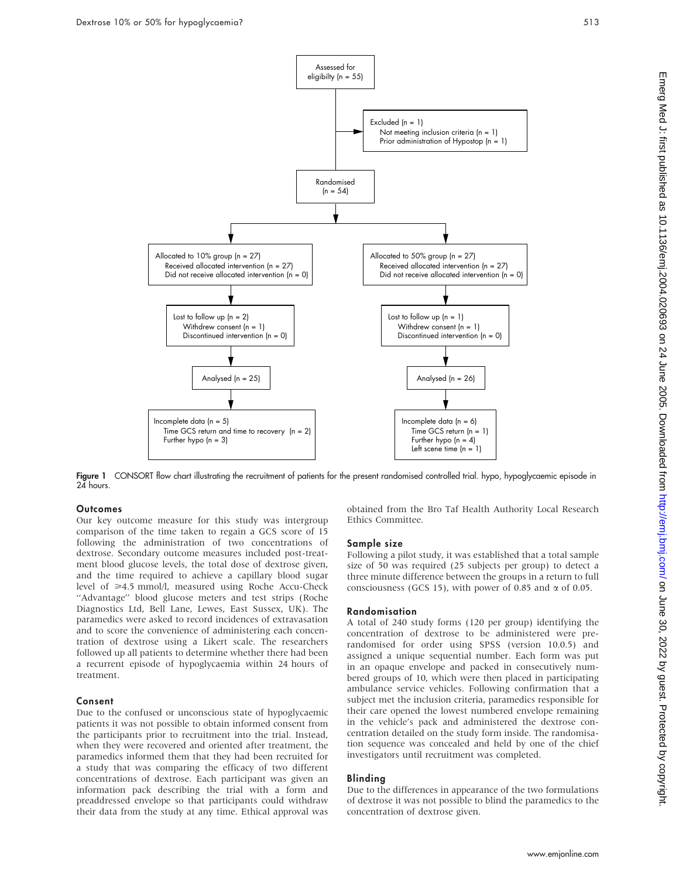Assessed for eligibilty (n = 55)

Excluded (n = 1)
Not meeting inclusion criteria (n = 1)
Prior administration of Hypostop (n = 1)

Randomised (n = 54)

| Allocated to 10% group (n = 27) | Allocated to 50% group (n = 27) |
|---|---|
| Received allocated intervention (n = 27) | Received allocated intervention (n = 27) |
| Did not receive allocated intervention (n = 0) | Did not receive allocated intervention (n = 0) |
| Lost to follow up (n = 2) | Lost to follow up (n = 1) |
| Withdrew consent (n = 1) | Withdrew consent (n = 1) |
| Discontinued intervention (n = 0) | Discontinued intervention (n = 0) |
| Analysed (n = 25) | Analysed (n = 26) |
| Incomplete data (n = 5) | Incomplete data (n = 6) |
| Time GCS return and time to recovery (n = 2) | Time GCS return (n = 1) |
| Further hypo (n = 3) | Further hypo (n = 4) |
| | Left scene time (n = 1) |

**Figure 1** CONSORT flow chart illustrating the recruitment of patients for the present randomised controlled trial. hypo, hypoglycaemic episode in 24 hours.

### Outcomes

Our key outcome measure for this study was intergroup comparison of the time taken to regain a GCS score of 15 following the administration of two concentrations of dextrose. Secondary outcome measures included post-treatment blood glucose levels, the total dose of dextrose given, and the time required to achieve a capillary blood sugar level of ≥4.5 mmol/l, measured using Roche Accu-Check "Advantage" blood glucose meters and test strips (Roche Diagnostics Ltd, Bell Lane, Lewes, East Sussex, UK). The paramedics were asked to record incidences of extravasation and to score the convenience of administering each concentration of dextrose using a Likert scale. The researchers followed up all patients to determine whether there had been a recurrent episode of hypoglycaemia within 24 hours of treatment.

### Consent

Due to the confused or unconscious state of hypoglycaemic patients it was not possible to obtain informed consent from the participants prior to recruitment into the trial. Instead, when they were recovered and oriented after treatment, the paramedics informed them that they had been recruited for a study that was comparing the efficacy of two different concentrations of dextrose. Each participant was given an information pack describing the trial with a form and preaddressed envelope so that participants could withdraw their data from the study at any time. Ethical approval was obtained from the Bro Taf Health Authority Local Research Ethics Committee.

### Sample size

Following a pilot study, it was established that a total sample size of 50 was required (25 subjects per group) to detect a three minute difference between the groups in a return to full consciousness (GCS 15), with power of 0.85 and $\alpha$ of 0.05.

### Randomisation

A total of 240 study forms (120 per group) identifying the concentration of dextrose to be administered were pre-randomised for order using SPSS (version 10.0.5) and assigned a unique sequential number. Each form was put in an opaque envelope and packed in consecutively numbered groups of 10, which were then placed in participating ambulance service vehicles. Following confirmation that a subject met the inclusion criteria, paramedics responsible for their care opened the lowest numbered envelope remaining in the vehicle's pack and administered the dextrose concentration detailed on the study form inside. The randomisation sequence was concealed and held by one of the chief investigators until recruitment was completed.

### Blinding

Due to the differences in appearance of the two formulations of dextrose it was not possible to blind the paramedics to the concentration of dextrose given.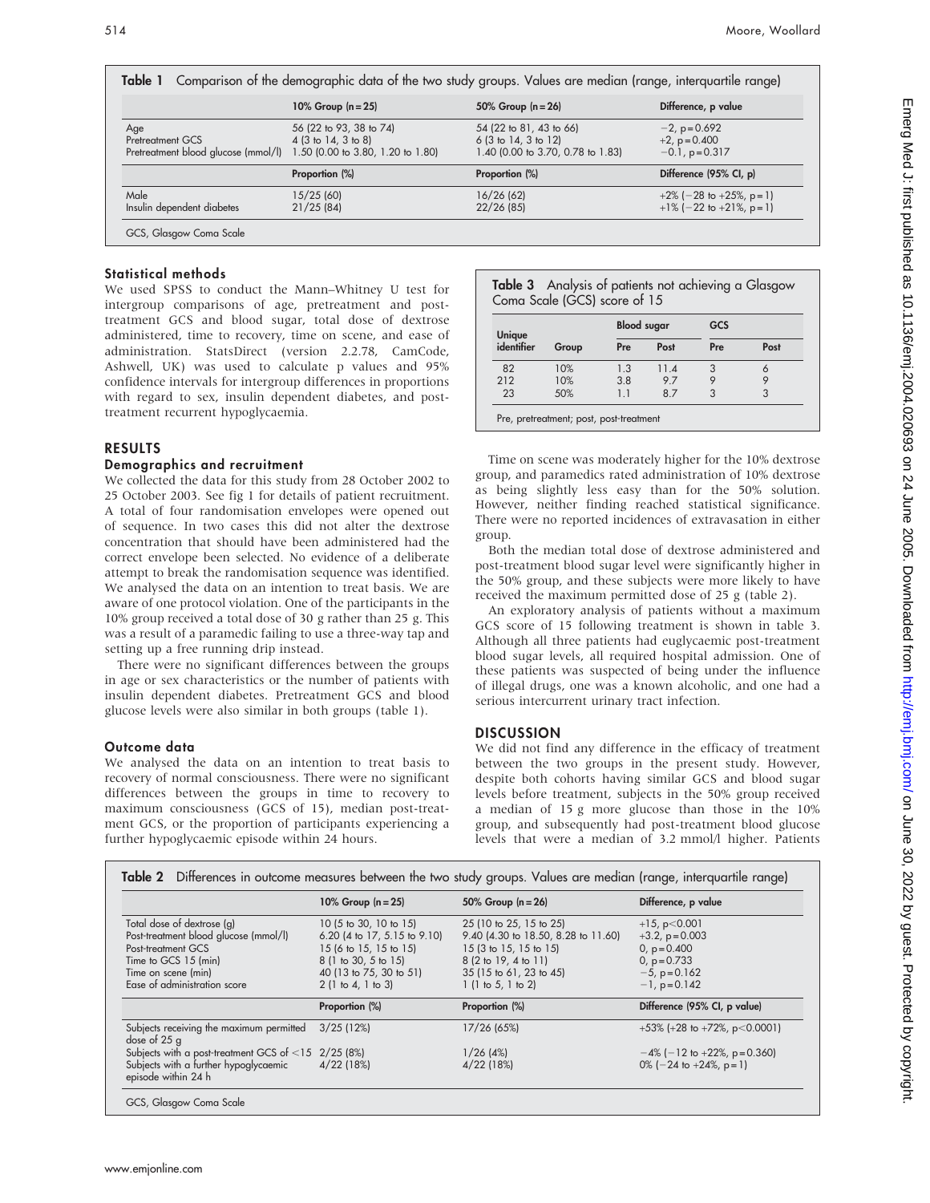**Table 1** Comparison of the demographic data of the two study groups. Values are median (range, interquartile range)

| | 10% Group (n = 25) | 50% Group (n = 26) | Difference, p value |
|---|---|---|---|
| Age | 56 (22 to 93, 38 to 74) | 54 (22 to 81, 43 to 66) | −2, p = 0.692 |
| Pretreatment GCS | 4 (3 to 14, 3 to 8) | 6 (3 to 14, 3 to 12) | +2, p = 0.400 |
| Pretreatment blood glucose (mmol/l) | 1.50 (0.00 to 3.80, 1.20 to 1.80) | 1.40 (0.00 to 3.70, 0.78 to 1.83) | −0.1, p = 0.317 |
| | **Proportion (%)** | **Proportion (%)** | **Difference (95% CI, p)** |
| Male | 15/25 (60) | 16/26 (62) | +2% (−28 to +25%, p = 1) |
| Insulin dependent diabetes | 21/25 (84) | 22/26 (85) | +1% (−22 to +21%, p = 1) |

GCS, Glasgow Coma Scale

### Statistical methods

We used SPSS to conduct the Mann–Whitney U test for intergroup comparisons of age, pretreatment and post-treatment GCS and blood sugar, total dose of dextrose administered, time to recovery, time on scene, and ease of administration. StatsDirect (version 2.2.78, CamCode, Ashwell, UK) was used to calculate p values and 95% confidence intervals for intergroup differences in proportions with regard to sex, insulin dependent diabetes, and post-treatment recurrent hypoglycaemia.

## RESULTS

### Demographics and recruitment

We collected the data for this study from 28 October 2002 to 25 October 2003. See fig 1 for details of patient recruitment. A total of four randomisation envelopes were opened out of sequence. In two cases this did not alter the dextrose concentration that should have been administered had the correct envelope been selected. No evidence of a deliberate attempt to break the randomisation sequence was identified. We analysed the data on an intention to treat basis. We are aware of one protocol violation. One of the participants in the 10% group received a total dose of 30 g rather than 25 g. This was a result of a paramedic failing to use a three-way tap and setting up a free running drip instead.

There were no significant differences between the groups in age or sex characteristics or the number of patients with insulin dependent diabetes. Pretreatment GCS and blood glucose levels were also similar in both groups (table 1).

### Outcome data

We analysed the data on an intention to treat basis to recovery of normal consciousness. There were no significant differences between the groups in time to recovery to maximum consciousness (GCS of 15), median post-treatment GCS, or the proportion of participants experiencing a further hypoglycaemic episode within 24 hours.

**Table 3** Analysis of patients not achieving a Glasgow Coma Scale (GCS) score of 15

| Unique identifier | Group | Blood sugar | | GCS | |
|---|---|---|---|---|---|
| | | Pre | Post | Pre | Post |
| 82 | 10% | 1.3 | 11.4 | 3 | 6 |
| 212 | 10% | 3.8 | 9.7 | 9 | 9 |
| 23 | 50% | 1.1 | 8.7 | 3 | 3 |

Pre, pretreatment; post, post-treatment

Time on scene was moderately higher for the 10% dextrose group, and paramedics rated administration of 10% dextrose as being slightly less easy than for the 50% solution. However, neither finding reached statistical significance. There were no reported incidences of extravasation in either group.

Both the median total dose of dextrose administered and post-treatment blood sugar level were significantly higher in the 50% group, and these subjects were more likely to have received the maximum permitted dose of 25 g (table 2).

An exploratory analysis of patients without a maximum GCS score of 15 following treatment is shown in table 3. Although all three patients had euglycaemic post-treatment blood sugar levels, all required hospital admission. One of these patients was suspected of being under the influence of illegal drugs, one was a known alcoholic, and one had a serious intercurrent urinary tract infection.

## DISCUSSION

We did not find any difference in the efficacy of treatment between the two groups in the present study. However, despite both cohorts having similar GCS and blood sugar levels before treatment, subjects in the 50% group received a median of 15 g more glucose than those in the 10% group, and subsequently had post-treatment blood glucose levels that were a median of 3.2 mmol/l higher. Patients

**Table 2** Differences in outcome measures between the two study groups. Values are median (range, interquartile range)

| | 10% Group (n = 25) | 50% Group (n = 26) | Difference, p value |
|---|---|---|---|
| Total dose of dextrose (g) | 10 (5 to 30, 10 to 15) | 25 (10 to 25, 15 to 25) | +15, p<0.001 |
| Post-treatment blood glucose (mmol/l) | 6.20 (4 to 17, 5.15 to 9.10) | 9.40 (4.30 to 18.50, 8.28 to 11.60) | +3.2, p = 0.003 |
| Post-treatment GCS | 15 (6 to 15, 15 to 15) | 15 (3 to 15, 15 to 15) | 0, p = 0.400 |
| Time to GCS 15 (min) | 8 (1 to 30, 5 to 15) | 8 (2 to 19, 4 to 11) | 0, p = 0.733 |
| Time on scene (min) | 40 (13 to 75, 30 to 51) | 35 (15 to 61, 23 to 45) | −5, p = 0.162 |
| Ease of administration score | 2 (1 to 4, 1 to 3) | 1 (1 to 5, 1 to 2) | −1, p = 0.142 |
| | **Proportion (%)** | **Proportion (%)** | **Difference (95% CI, p value)** |
| Subjects receiving the maximum permitted dose of 25 g | 3/25 (12%) | 17/26 (65%) | +53% (+28 to +72%, p<0.0001) |
| Subjects with a post-treatment GCS of <15 | 2/25 (8%) | 1/26 (4%) | −4% (−12 to +22%, p = 0.360) |
| Subjects with a further hypoglycaemic episode within 24 h | 4/22 (18%) | 4/22 (18%) | 0% (−24 to +24%, p = 1) |

GCS, Glasgow Coma Scale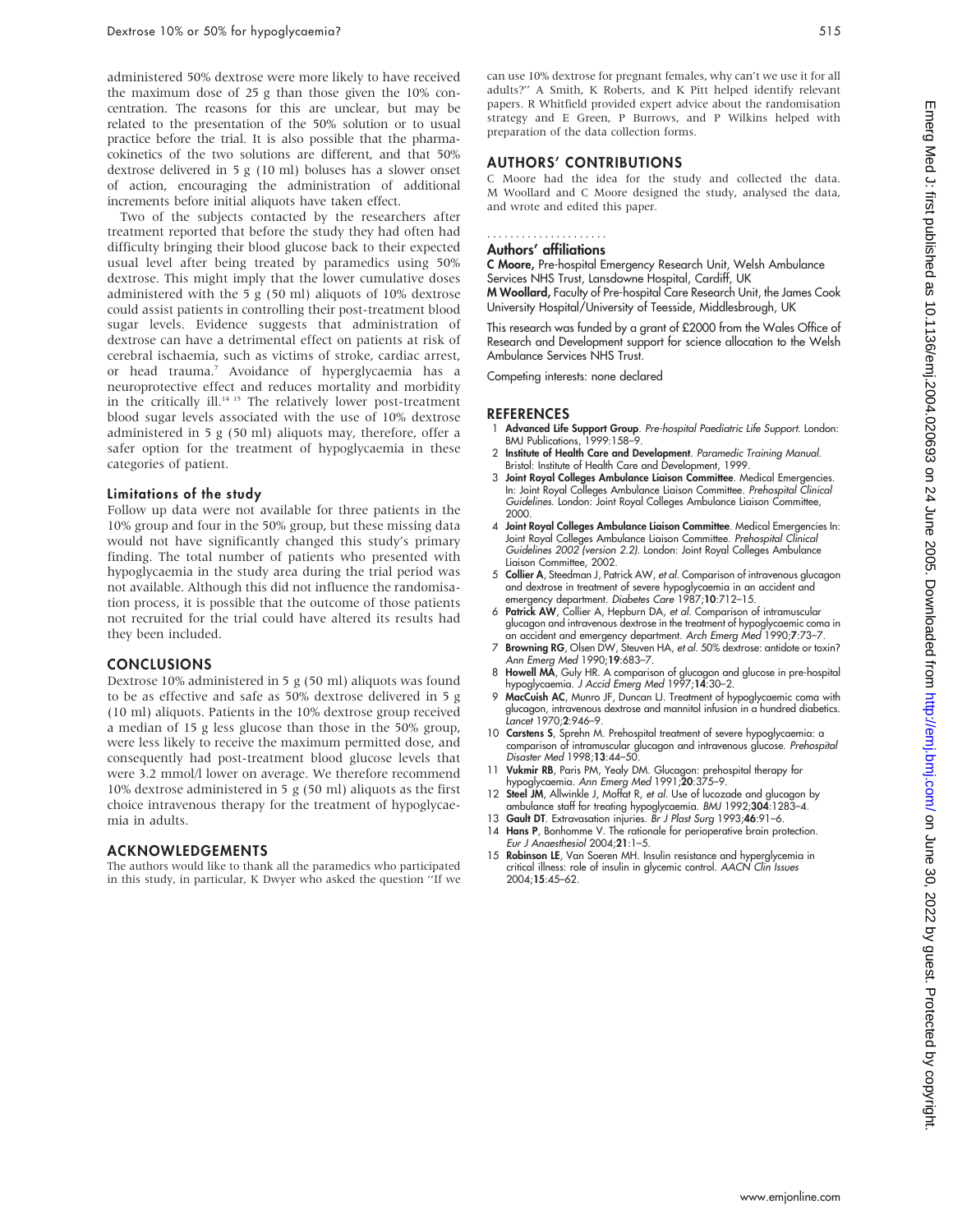administered 50% dextrose were more likely to have received the maximum dose of 25 g than those given the 10% concentration. The reasons for this are unclear, but may be related to the presentation of the 50% solution or to usual practice before the trial. It is also possible that the pharmacokinetics of the two solutions are different, and that 50% dextrose delivered in 5 g (10 ml) boluses has a slower onset of action, encouraging the administration of additional increments before initial aliquots have taken effect.

Two of the subjects contacted by the researchers after treatment reported that before the study they had often had difficulty bringing their blood glucose back to their expected usual level after being treated by paramedics using 50% dextrose. This might imply that the lower cumulative doses administered with the 5 g (50 ml) aliquots of 10% dextrose could assist patients in controlling their post-treatment blood sugar levels. Evidence suggests that administration of dextrose can have a detrimental effect on patients at risk of cerebral ischaemia, such as victims of stroke, cardiac arrest, or head trauma.[7] Avoidance of hyperglycaemia has a neuroprotective effect and reduces mortality and morbidity in the critically ill.[14,15] The relatively lower post-treatment blood sugar levels associated with the use of 10% dextrose administered in 5 g (50 ml) aliquots may, therefore, offer a safer option for the treatment of hypoglycaemia in these categories of patient.

### Limitations of the study

Follow up data were not available for three patients in the 10% group and four in the 50% group, but these missing data would not have significantly changed this study's primary finding. The total number of patients who presented with hypoglycaemia in the study area during the trial period was not available. Although this did not influence the randomisation process, it is possible that the outcome of those patients not recruited for the trial could have altered its results had they been included.

## CONCLUSIONS

Dextrose 10% administered in 5 g (50 ml) aliquots was found to be as effective and safe as 50% dextrose delivered in 5 g (10 ml) aliquots. Patients in the 10% dextrose group received a median of 15 g less glucose than those in the 50% group, were less likely to receive the maximum permitted dose, and consequently had post-treatment blood glucose levels that were 3.2 mmol/l lower on average. We therefore recommend 10% dextrose administered in 5 g (50 ml) aliquots as the first choice intravenous therapy for the treatment of hypoglycaemia in adults.

## ACKNOWLEDGEMENTS

The authors would like to thank all the paramedics who participated in this study, in particular, K Dwyer who asked the question "If we can use 10% dextrose for pregnant females, why can't we use it for all adults?" A Smith, K Roberts, and K Pitt helped identify relevant papers. R Whitfield provided expert advice about the randomisation strategy and E Green, P Burrows, and P Wilkins helped with preparation of the data collection forms.

## AUTHORS' CONTRIBUTIONS

C Moore had the idea for the study and collected the data. M Woollard and C Moore designed the study, analysed the data, and wrote and edited this paper.

### Authors' affiliations

**C Moore,** Pre-hospital Emergency Research Unit, Welsh Ambulance Services NHS Trust, Lansdowne Hospital, Cardiff, UK

**M Woollard,** Faculty of Pre-hospital Care Research Unit, the James Cook University Hospital/University of Teesside, Middlesbrough, UK

This research was funded by a grant of £2000 from the Wales Office of Research and Development support for science allocation to the Welsh Ambulance Services NHS Trust.

Competing interests: none declared

## REFERENCES

1. **Advanced Life Support Group**. *Pre-hospital Paediatric Life Support.* London: BMJ Publications, 1999:158–9.
2. **Institute of Health Care and Development**. *Paramedic Training Manual.* Bristol: Institute of Health Care and Development, 1999.
3. **Joint Royal Colleges Ambulance Liaison Committee**. Medical Emergencies. In: Joint Royal Colleges Ambulance Liaison Committee. *Prehospital Clinical Guidelines.* London: Joint Royal Colleges Ambulance Liaison Committee, 2000.
4. **Joint Royal Colleges Ambulance Liaison Committee**. Medical Emergencies In: Joint Royal Colleges Ambulance Liaison Committee. *Prehospital Clinical Guidelines 2002 (version 2.2).* London: Joint Royal Colleges Ambulance Liaison Committee, 2002.
5. **Collier A**, Steedman J, Patrick AW, *et al*. Comparison of intravenous glucagon and dextrose in treatment of severe hypoglycaemia in an accident and emergency department. *Diabetes Care* 1987;**10**:712–15.
6. **Patrick AW**, Collier A, Hepburn DA, *et al*. Comparison of intramuscular glucagon and intravenous dextrose in the treatment of hypoglycaemic coma in an accident and emergency department. *Arch Emerg Med* 1990;**7**:73–7.
7. **Browning RG**, Olsen DW, Steuven HA, *et al*. 50% dextrose: antidote or toxin? *Ann Emerg Med* 1990;**19**:683–7.
8. **Howell MA**, Guly HR. A comparison of glucagon and glucose in pre-hospital hypoglycaemia. *J Accid Emerg Med* 1997;**14**:30–2.
9. **MacCuish AC**, Munro JF, Duncan LJ. Treatment of hypoglycaemic coma with glucagon, intravenous dextrose and mannitol infusion in a hundred diabetics. *Lancet* 1970;**2**:946–9.
10. **Carstens S**, Sprehn M. Prehospital treatment of severe hypoglycaemia: a comparison of intramuscular glucagon and intravenous glucose. *Prehospital Disaster Med* 1998;**13**:44–50.
11. **Vukmir RB**, Paris PM, Yealy DM. Glucagon: prehospital therapy for hypoglycaemia. *Ann Emerg Med* 1991;**20**:375–9.
12. **Steel JM**, Allwinkle J, Moffat R, *et al*. Use of lucozade and glucagon by ambulance staff for treating hypoglycaemia. *BMJ* 1992;**304**:1283–4.
13. **Gault DT**. Extravasation injuries. *Br J Plast Surg* 1993;**46**:91–6.
14. **Hans P**, Bonhomme V. The rationale for perioperative brain protection. *Eur J Anaesthesiol* 2004;**21**:1–5.
15. **Robinson LE**, Van Soeren MH. Insulin resistance and hyperglycemia in critical illness: role of insulin in glycemic control. *AACN Clin Issues* 2004;**15**:45–62.